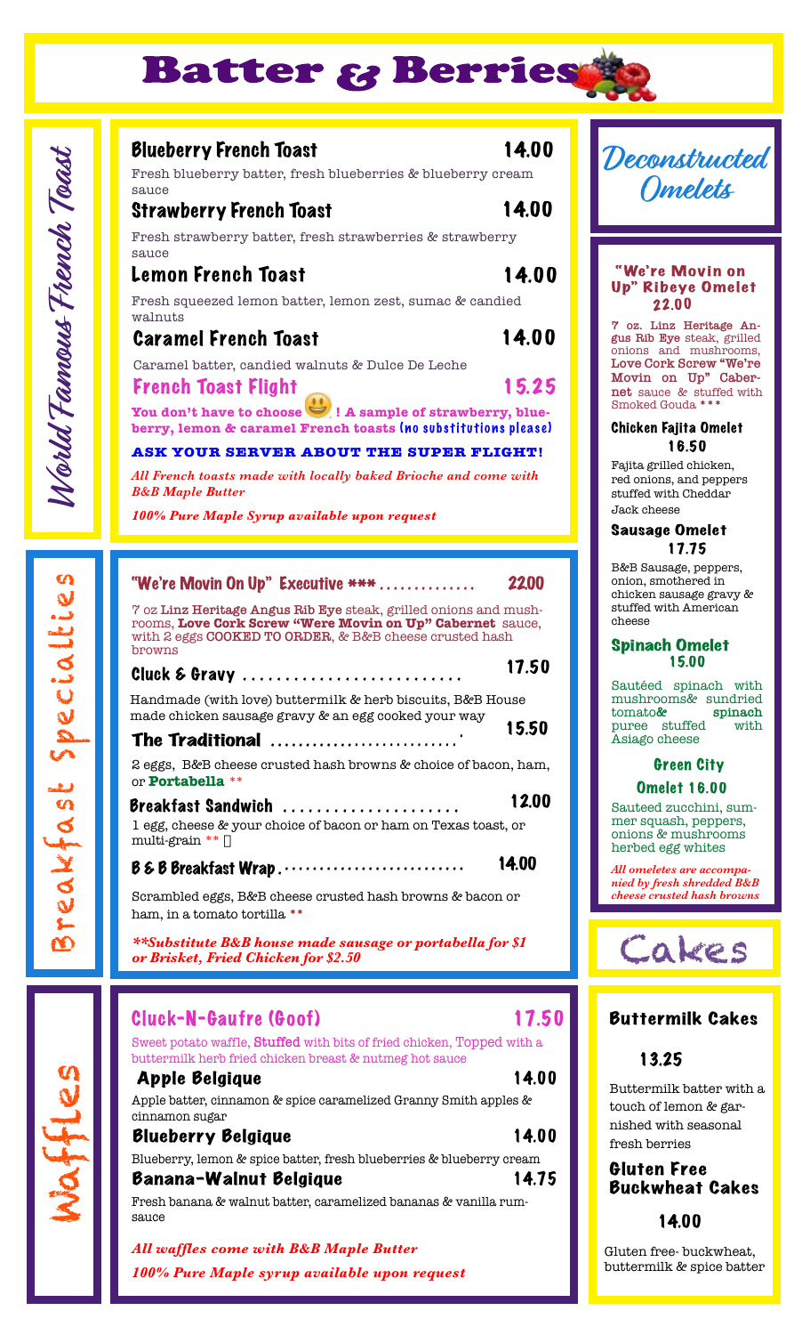# Batter & Berries

## World Famous French Toast

### Blueberry French Toast — 14.00
Fresh blueberry batter, fresh blueberries & blueberry cream sauce

### Strawberry French Toast — 14.00
Fresh strawberry batter, fresh strawberries & strawberry sauce

### Lemon French Toast — 14.00
Fresh squeezed lemon batter, lemon zest, sumac & candied walnuts

### Caramel French Toast — 14.00
Caramel batter, candied walnuts & Dulce De Leche

### French Toast Flight — 15.25
**You don't have to choose 😃 ! A sample of strawberry, blueberry, lemon & caramel French toasts** (no substitutions please)

**ASK YOUR SERVER ABOUT THE SUPER FLIGHT!**

***All French toasts made with locally baked Brioche and come with B&B Maple Butter***

***100% Pure Maple Syrup available upon request***

## Breakfast Specialties

### "We're Movin On Up" Executive *** .............. 22.00
7 oz Linz Heritage Angus Rib Eye steak, grilled onions and mushrooms, **Love Cork Screw "Were Movin on Up" Cabernet** sauce, with 2 eggs COOKED TO ORDER, & B&B cheese crusted hash browns

### Cluck & Gravy .......................... 17.50
Handmade (with love) buttermilk & herb biscuits, B&B House made chicken sausage gravy & an egg cooked your way

### The Traditional .......................... 15.50
2 eggs, B&B cheese crusted hash browns & choice of bacon, ham, or **Portabella** **

### Breakfast Sandwich ..................... 12.00
1 egg, cheese & your choice of bacon or ham on Texas toast, or multi-grain **

### B & B Breakfast Wrap......................... 14.00
Scrambled eggs, B&B cheese crusted hash browns & bacon or ham, in a tomato tortilla **

***\*\*Substitute B&B house made sausage or portabella for $1 or Brisket, Fried Chicken for $2.50***

## Waffles

### Cluck-N-Gaufre (Goof) — 17.50
Sweet potato waffle, Stuffed with bits of fried chicken, Topped with a buttermilk herb fried chicken breast & nutmeg hot sauce

### Apple Belgique — 14.00
Apple batter, cinnamon & spice caramelized Granny Smith apples & cinnamon sugar

### Blueberry Belgique — 14.00
Blueberry, lemon & spice batter, fresh blueberries & blueberry cream

### Banana-Walnut Belgique — 14.75
Fresh banana & walnut batter, caramelized bananas & vanilla rum-sauce

***All waffles come with B&B Maple Butter***

***100% Pure Maple syrup available upon request***

## Deconstructed Omelets

### "We're Movin on Up" Ribeye Omelet — 22.00
7 oz. Linz Heritage Angus Rib Eye steak, grilled onions and mushrooms, Love Cork Screw "We're Movin on Up" Cabernet sauce & stuffed with Smoked Gouda ***

### Chicken Fajita Omelet — 16.50
Fajita grilled chicken, red onions, and peppers stuffed with Cheddar Jack cheese

### Sausage Omelet — 17.75
B&B Sausage, peppers, onion, smothered in chicken sausage gravy & stuffed with American cheese

### Spinach Omelet — 15.00
Sautéed spinach with mushrooms& sundried tomato& spinach puree stuffed with Asiago cheese

### Green City Omelet — 16.00
Sauteed zucchini, summer squash, peppers, onions & mushrooms herbed egg whites

***All omeletes are accompanied by fresh shredded B&B cheese crusted hash browns***

## Cakes

### Buttermilk Cakes — 13.25
Buttermilk batter with a touch of lemon & garnished with seasonal fresh berries

### Gluten Free Buckwheat Cakes — 14.00
Gluten free- buckwheat, buttermilk & spice batter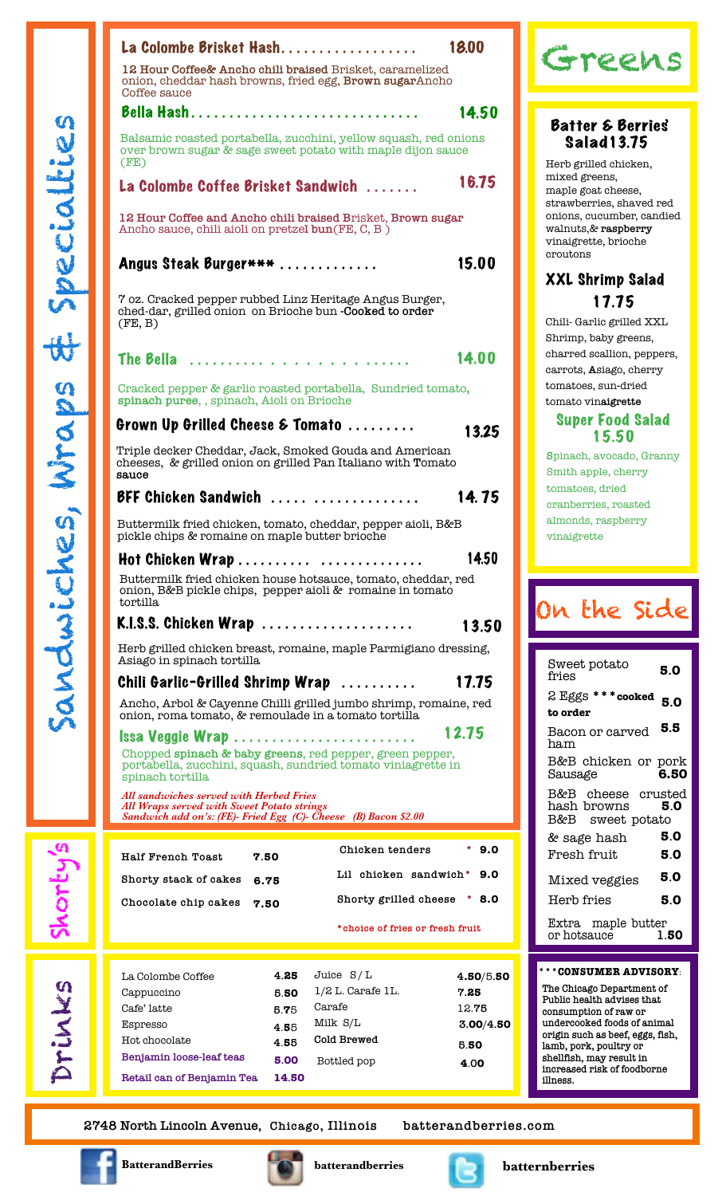# Sandwiches, Wraps & Specialties

**La Colombe Brisket Hash** .................. 18.00

12 Hour Coffee& Ancho chili braised Brisket, caramelized onion, cheddar hash browns, fried egg, Brown sugarAncho Coffee sauce

**Bella Hash** .............................. 14.50

Balsamic roasted portabella, zucchini, yellow squash, red onions over brown sugar & sage sweet potato with maple dijon sauce (FE)

**La Colombe Coffee Brisket Sandwich** ....... 16.75

12 Hour Coffee and Ancho chili braised Brisket, Brown sugar Ancho sauce, chili aioli on pretzel bun(FE, C, B )

**Angus Steak Burger***** ............. 15.00

7 oz. Cracked pepper rubbed Linz Heritage Angus Burger, ched-dar, grilled onion on Brioche bun -**Cooked to order** (FE, B)

**The Bella** ........................ 14.00

Cracked pepper & garlic roasted portabella, Sundried tomato, **spinach puree**, , spinach, Aioli on Brioche

**Grown Up Grilled Cheese & Tomato** ......... 13.25

Triple decker Cheddar, Jack, Smoked Gouda and American cheeses, & grilled onion on grilled Pan Italiano with Tomato sauce

**BFF Chicken Sandwich** ..... .............. 14. 75

Buttermilk fried chicken, tomato, cheddar, pepper aioli, B&B pickle chips & romaine on maple butter brioche

**Hot Chicken Wrap** .......... .............. 14.50

Buttermilk fried chicken house hotsauce, tomato, cheddar, red onion, B&B pickle chips, pepper aioli & romaine in tomato tortilla

**K.I.S.S. Chicken Wrap** .................... 13.50

Herb grilled chicken breast, romaine, maple Parmigiano dressing, Asiago in spinach tortilla

**Chili Garlic-Grilled Shrimp Wrap** .......... 17.75

Ancho, Arbol & Cayenne Chilli grilled jumbo shrimp, romaine, red onion, roma tomato, & remoulade in a tomato tortilla

**Issa Veggie Wrap** ....................... 12.75

Chopped **spinach & baby greens**, red pepper, green pepper, portabella, zucchini, squash, sundried tomato viniagrette in spinach tortilla

*All sandwiches served with Herbed Fries*
*All Wraps served with Sweet Potato strings*
*Sandwich add on's: (FE)- Fried Egg (C)- Cheese (B) Bacon $2.00*

# Shorty's

| | | | |
|---|---|---|---|
| Half French Toast | 7.50 | Chicken tenders | * 9.0 |
| Shorty stack of cakes | 6.75 | Lil chicken sandwich* | 9.0 |
| Chocolate chip cakes | 7.50 | Shorty grilled cheese | * 8.0 |

*choice of fries or fresh fruit

# Drinks

| | | | |
|---|---|---|---|
| La Colombe Coffee | 4.25 | Juice S/ L | 4.50/5.50 |
| Cappuccino | 5.50 | 1/2 L. Carafe 1L. | 7.25 |
| Cafe' latte | 5.75 | Carafe | 12.75 |
| Espresso | 4.55 | Milk S/L | 3.00/4.50 |
| Hot chocolate | 4.55 | Cold Brewed | 5.50 |
| Benjamin loose-leaf teas | 5.00 | Bottled pop | 4.00 |
| Retail can of Benjamin Tea | 14.50 | | |

# Greens

**Batter & Berries' Salad13.75**

Herb grilled chicken, mixed greens, maple goat cheese, strawberries, shaved red onions, cucumber, candied walnuts,& **raspberry** vinaigrette, brioche croutons

**XXL Shrimp Salad 17.75**

Chili- Garlic grilled XXL Shrimp, baby greens, charred scallion, peppers, carrots, Asiago, cherry tomatoes, sun-dried tomato vinaigrette

**Super Food Salad 15.50**

Spinach, avocado, Granny Smith apple, cherry tomatoes, dried cranberries, roasted almonds, raspberry vinaigrette

# On the Side

| | |
|---|---|
| Sweet potato fries | 5.0 |
| 2 Eggs *** cooked to order | 5.0 |
| Bacon or carved ham | 5.5 |
| B&B chicken or pork Sausage | 6.50 |
| B&B cheese crusted hash browns | 5.0 |
| B&B sweet potato & sage hash | 5.0 |
| Fresh fruit | 5.0 |
| Mixed veggies | 5.0 |
| Herb fries | 5.0 |
| Extra maple butter or hotsauce | 1.50 |

*****CONSUMER ADVISORY**:
The Chicago Department of Public health advises that consumption of raw or undercooked foods of animal origin such as beef, eggs, fish, lamb, pork, poultry or shellfish, may result in increased risk of foodborne illness.

2748 North Lincoln Avenue, Chicago, Illinois batterandberries.com

BatterandBerries batterandberries batternberries